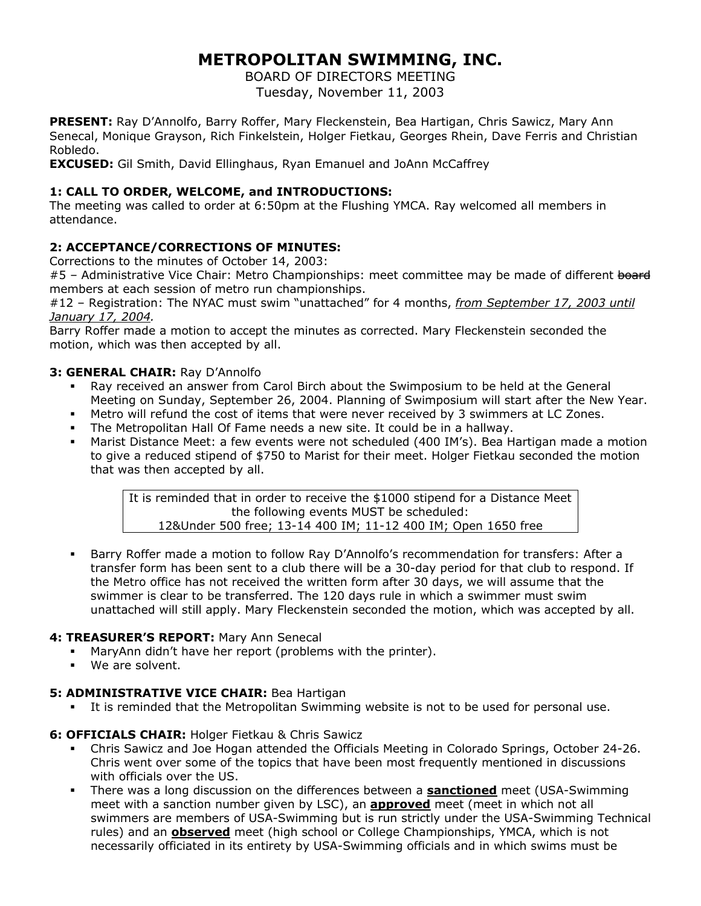# METROPOLITAN SWIMMING, INC.

BOARD OF DIRECTORS MEETING
Tuesday, November 11, 2003

**PRESENT:** Ray D'Annolfo, Barry Roffer, Mary Fleckenstein, Bea Hartigan, Chris Sawicz, Mary Ann Senecal, Monique Grayson, Rich Finkelstein, Holger Fietkau, Georges Rhein, Dave Ferris and Christian Robledo.
**EXCUSED:** Gil Smith, David Ellinghaus, Ryan Emanuel and JoAnn McCaffrey

### 1: CALL TO ORDER, WELCOME, and INTRODUCTIONS:

The meeting was called to order at 6:50pm at the Flushing YMCA. Ray welcomed all members in attendance.

### 2: ACCEPTANCE/CORRECTIONS OF MINUTES:

Corrections to the minutes of October 14, 2003:
#5 – Administrative Vice Chair: Metro Championships: meet committee may be made of different ~~board~~ members at each session of metro run championships.
#12 – Registration: The NYAC must swim "unattached" for 4 months, *from September 17, 2003 until January 17, 2004.*
Barry Roffer made a motion to accept the minutes as corrected. Mary Fleckenstein seconded the motion, which was then accepted by all.

### 3: GENERAL CHAIR: Ray D'Annolfo

- Ray received an answer from Carol Birch about the Swimposium to be held at the General Meeting on Sunday, September 26, 2004. Planning of Swimposium will start after the New Year.
- Metro will refund the cost of items that were never received by 3 swimmers at LC Zones.
- The Metropolitan Hall Of Fame needs a new site. It could be in a hallway.
- Marist Distance Meet: a few events were not scheduled (400 IM's). Bea Hartigan made a motion to give a reduced stipend of $750 to Marist for their meet. Holger Fietkau seconded the motion that was then accepted by all.

> It is reminded that in order to receive the $1000 stipend for a Distance Meet the following events MUST be scheduled:
> 12&Under 500 free; 13-14 400 IM; 11-12 400 IM; Open 1650 free

- Barry Roffer made a motion to follow Ray D'Annolfo's recommendation for transfers: After a transfer form has been sent to a club there will be a 30-day period for that club to respond. If the Metro office has not received the written form after 30 days, we will assume that the swimmer is clear to be transferred. The 120 days rule in which a swimmer must swim unattached will still apply. Mary Fleckenstein seconded the motion, which was accepted by all.

### 4: TREASURER'S REPORT: Mary Ann Senecal

- MaryAnn didn't have her report (problems with the printer).
- We are solvent.

### 5: ADMINISTRATIVE VICE CHAIR: Bea Hartigan

- It is reminded that the Metropolitan Swimming website is not to be used for personal use.

### 6: OFFICIALS CHAIR: Holger Fietkau & Chris Sawicz

- Chris Sawicz and Joe Hogan attended the Officials Meeting in Colorado Springs, October 24-26. Chris went over some of the topics that have been most frequently mentioned in discussions with officials over the US.
- There was a long discussion on the differences between a **sanctioned** meet (USA-Swimming meet with a sanction number given by LSC), an **approved** meet (meet in which not all swimmers are members of USA-Swimming but is run strictly under the USA-Swimming Technical rules) and an **observed** meet (high school or College Championships, YMCA, which is not necessarily officiated in its entirety by USA-Swimming officials and in which swims must be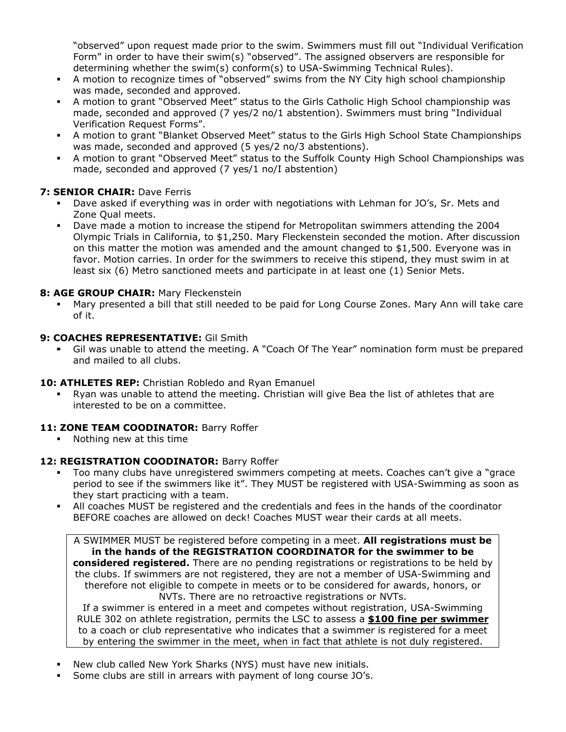"observed" upon request made prior to the swim. Swimmers must fill out "Individual Verification Form" in order to have their swim(s) "observed". The assigned observers are responsible for determining whether the swim(s) conform(s) to USA-Swimming Technical Rules).

- A motion to recognize times of "observed" swims from the NY City high school championship was made, seconded and approved.
- A motion to grant "Observed Meet" status to the Girls Catholic High School championship was made, seconded and approved (7 yes/2 no/1 abstention). Swimmers must bring "Individual Verification Request Forms".
- A motion to grant "Blanket Observed Meet" status to the Girls High School State Championships was made, seconded and approved (5 yes/2 no/3 abstentions).
- A motion to grant "Observed Meet" status to the Suffolk County High School Championships was made, seconded and approved (7 yes/1 no/I abstention)

**7: SENIOR CHAIR:** Dave Ferris

- Dave asked if everything was in order with negotiations with Lehman for JO's, Sr. Mets and Zone Qual meets.
- Dave made a motion to increase the stipend for Metropolitan swimmers attending the 2004 Olympic Trials in California, to $1,250. Mary Fleckenstein seconded the motion. After discussion on this matter the motion was amended and the amount changed to $1,500. Everyone was in favor. Motion carries. In order for the swimmers to receive this stipend, they must swim in at least six (6) Metro sanctioned meets and participate in at least one (1) Senior Mets.

**8: AGE GROUP CHAIR:** Mary Fleckenstein

- Mary presented a bill that still needed to be paid for Long Course Zones. Mary Ann will take care of it.

**9: COACHES REPRESENTATIVE:** Gil Smith

- Gil was unable to attend the meeting. A "Coach Of The Year" nomination form must be prepared and mailed to all clubs.

**10: ATHLETES REP:** Christian Robledo and Ryan Emanuel

- Ryan was unable to attend the meeting. Christian will give Bea the list of athletes that are interested to be on a committee.

**11: ZONE TEAM COODINATOR:** Barry Roffer

- Nothing new at this time

**12: REGISTRATION COODINATOR:** Barry Roffer

- Too many clubs have unregistered swimmers competing at meets. Coaches can't give a "grace period to see if the swimmers like it". They MUST be registered with USA-Swimming as soon as they start practicing with a team.
- All coaches MUST be registered and the credentials and fees in the hands of the coordinator BEFORE coaches are allowed on deck! Coaches MUST wear their cards at all meets.

A SWIMMER MUST be registered before competing in a meet. **All registrations must be in the hands of the REGISTRATION COORDINATOR for the swimmer to be considered registered.** There are no pending registrations or registrations to be held by the clubs. If swimmers are not registered, they are not a member of USA-Swimming and therefore not eligible to compete in meets or to be considered for awards, honors, or NVTs. There are no retroactive registrations or NVTs.
If a swimmer is entered in a meet and competes without registration, USA-Swimming RULE 302 on athlete registration, permits the LSC to assess a **<u>$100 fine per swimmer</u>** to a coach or club representative who indicates that a swimmer is registered for a meet by entering the swimmer in the meet, when in fact that athlete is not duly registered.

- New club called New York Sharks (NYS) must have new initials.
- Some clubs are still in arrears with payment of long course JO's.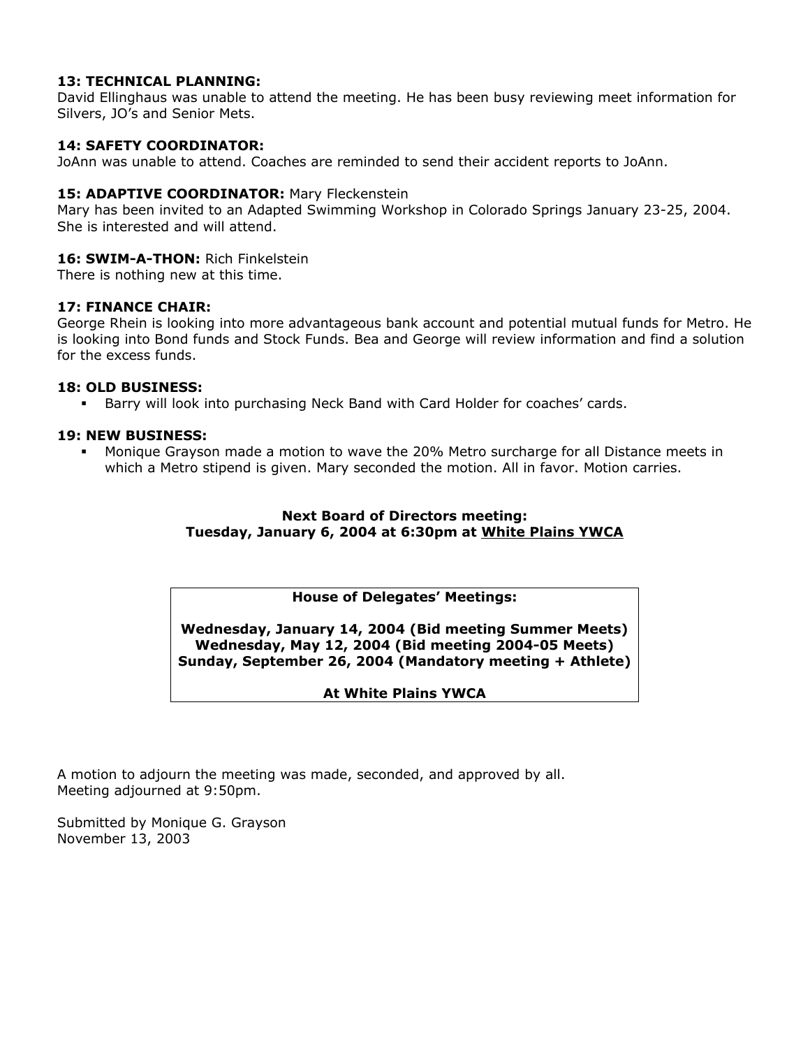**13: TECHNICAL PLANNING:**
David Ellinghaus was unable to attend the meeting. He has been busy reviewing meet information for Silvers, JO's and Senior Mets.

**14: SAFETY COORDINATOR:**
JoAnn was unable to attend. Coaches are reminded to send their accident reports to JoAnn.

**15: ADAPTIVE COORDINATOR:** Mary Fleckenstein
Mary has been invited to an Adapted Swimming Workshop in Colorado Springs January 23-25, 2004. She is interested and will attend.

**16: SWIM-A-THON:** Rich Finkelstein
There is nothing new at this time.

**17: FINANCE CHAIR:**
George Rhein is looking into more advantageous bank account and potential mutual funds for Metro. He is looking into Bond funds and Stock Funds. Bea and George will review information and find a solution for the excess funds.

**18: OLD BUSINESS:**

- Barry will look into purchasing Neck Band with Card Holder for coaches' cards.

**19: NEW BUSINESS:**

- Monique Grayson made a motion to wave the 20% Metro surcharge for all Distance meets in which a Metro stipend is given. Mary seconded the motion. All in favor. Motion carries.

**Next Board of Directors meeting:**
**Tuesday, January 6, 2004 at 6:30pm at White Plains YWCA**

**House of Delegates' Meetings:**

**Wednesday, January 14, 2004 (Bid meeting Summer Meets)**
**Wednesday, May 12, 2004 (Bid meeting 2004-05 Meets)**
**Sunday, September 26, 2004 (Mandatory meeting + Athlete)**

**At White Plains YWCA**

A motion to adjourn the meeting was made, seconded, and approved by all.
Meeting adjourned at 9:50pm.

Submitted by Monique G. Grayson
November 13, 2003